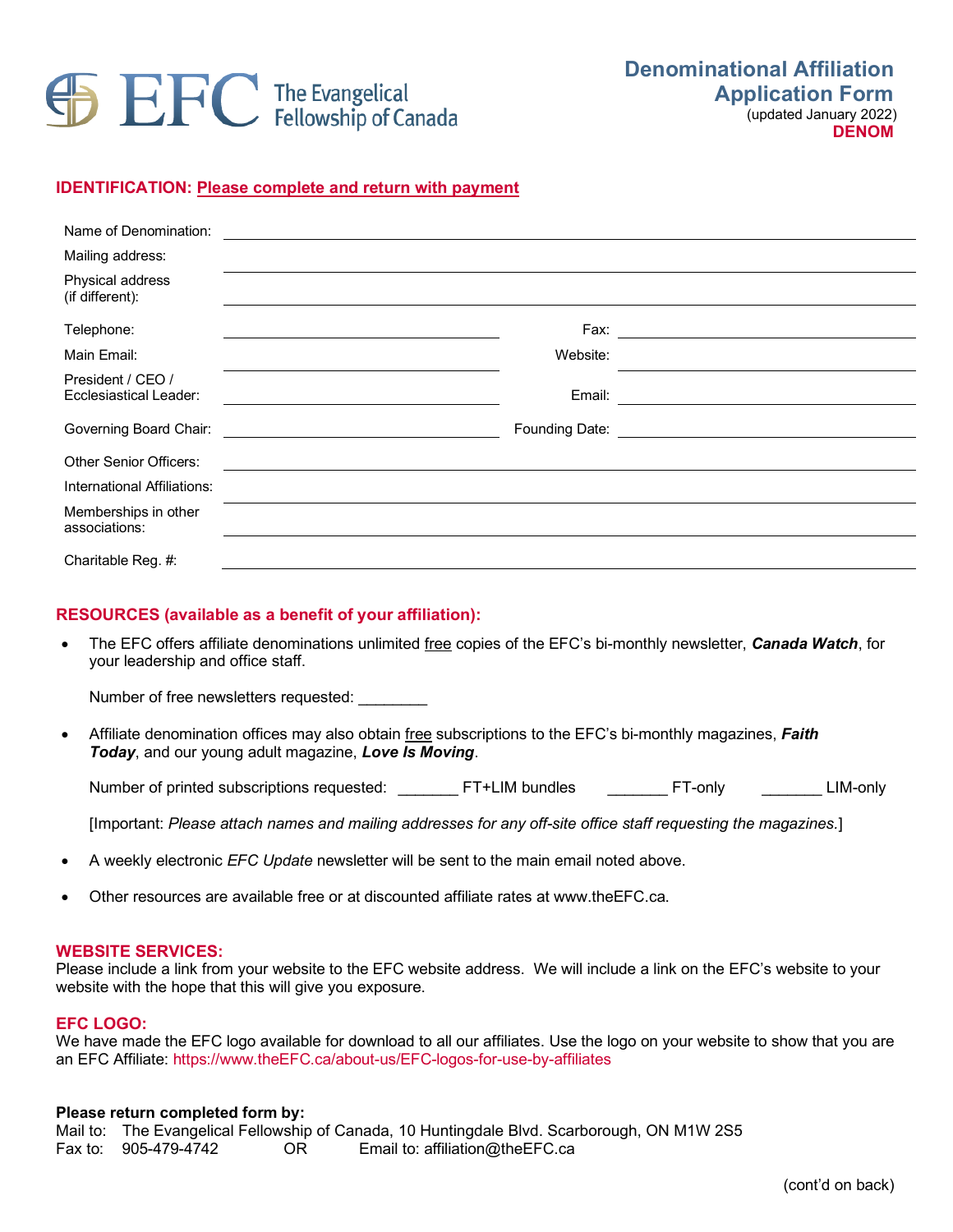# EFC The Evangelical Fellowship of Canada

## Denominational Affiliation Application Form

(updated January 2022)

**DENOM**

### IDENTIFICATION: Please complete and return with payment

Name of Denomination: ______________________________

Mailing address: ______________________________

Physical address (if different): ______________________________

Telephone: ______________ Fax: ______________

Main Email: ______________ Website: ______________

President / CEO / Ecclesiastical Leader: ______________ Email: ______________

Governing Board Chair: ______________ Founding Date: ______________

Other Senior Officers: ______________________________

International Affiliations: ______________________________

Memberships in other associations: ______________________________

Charitable Reg. #: ______________________________

### RESOURCES (available as a benefit of your affiliation):

- The EFC offers affiliate denominations unlimited free copies of the EFC's bi-monthly newsletter, ***Canada Watch***, for your leadership and office staff.

  Number of free newsletters requested: ________

- Affiliate denomination offices may also obtain free subscriptions to the EFC's bi-monthly magazines, ***Faith Today***, and our young adult magazine, ***Love Is Moving***.

  Number of printed subscriptions requested: _______ FT+LIM bundles _______ FT-only _______ LIM-only

  [Important: *Please attach names and mailing addresses for any off-site office staff requesting the magazines.*]

- A weekly electronic *EFC Update* newsletter will be sent to the main email noted above.
- Other resources are available free or at discounted affiliate rates at www.theEFC.ca.

### WEBSITE SERVICES:

Please include a link from your website to the EFC website address. We will include a link on the EFC's website to your website with the hope that this will give you exposure.

### EFC LOGO:

We have made the EFC logo available for download to all our affiliates. Use the logo on your website to show that you are an EFC Affiliate: https://www.theEFC.ca/about-us/EFC-logos-for-use-by-affiliates

**Please return completed form by:**

Mail to: The Evangelical Fellowship of Canada, 10 Huntingdale Blvd. Scarborough, ON M1W 2S5

Fax to: 905-479-4742 OR Email to: affiliation@theEFC.ca

(cont'd on back)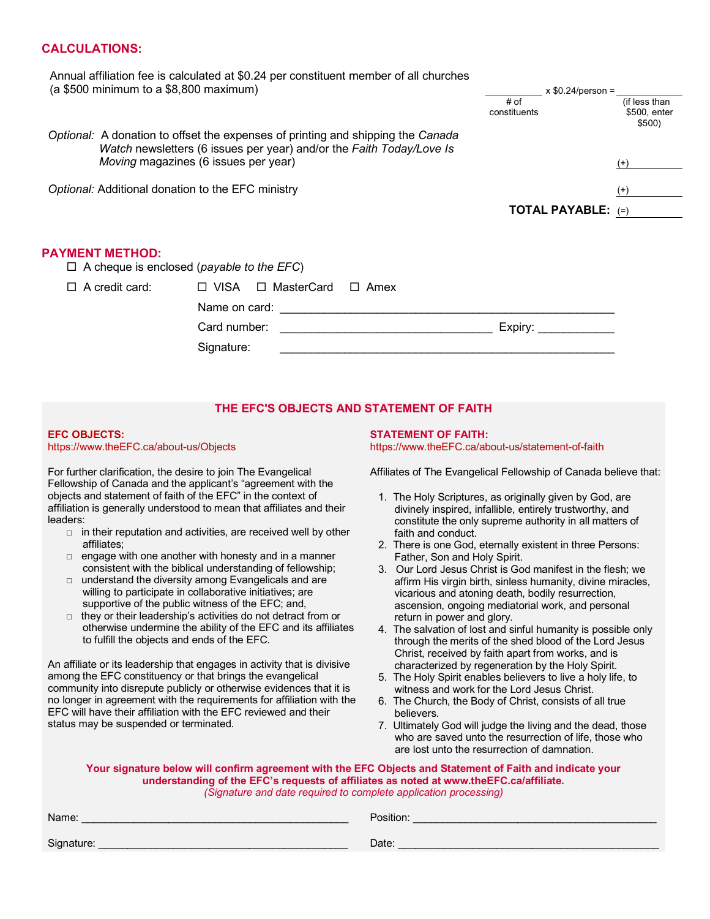## CALCULATIONS:

Annual affiliation fee is calculated at $0.24 per constituent member of all churches (a $500 minimum to a $8,800 maximum)

__________ x $0.24/person = __________
\# of constituents (if less than $500, enter $500)

*Optional:* A donation to offset the expenses of printing and shipping the *Canada Watch* newsletters (6 issues per year) and/or the *Faith Today/Love Is Moving* magazines (6 issues per year) (+) __________

*Optional:* Additional donation to the EFC ministry (+) __________

**TOTAL PAYABLE:** (=) __________

## PAYMENT METHOD:

☐ A cheque is enclosed (*payable to the EFC*)

☐ A credit card: ☐ VISA ☐ MasterCard ☐ Amex

Name on card: ____________________________________________

Card number: ______________________________ Expiry: ____________

Signature: ____________________________________________

## THE EFC'S OBJECTS AND STATEMENT OF FAITH

### EFC OBJECTS:

https://www.theEFC.ca/about-us/Objects

For further clarification, the desire to join The Evangelical Fellowship of Canada and the applicant's "agreement with the objects and statement of faith of the EFC" in the context of affiliation is generally understood to mean that affiliates and their leaders:

- in their reputation and activities, are received well by other affiliates;
- engage with one another with honesty and in a manner consistent with the biblical understanding of fellowship;
- understand the diversity among Evangelicals and are willing to participate in collaborative initiatives; are supportive of the public witness of the EFC; and,
- they or their leadership's activities do not detract from or otherwise undermine the ability of the EFC and its affiliates to fulfill the objects and ends of the EFC.

An affiliate or its leadership that engages in activity that is divisive among the EFC constituency or that brings the evangelical community into disrepute publicly or otherwise evidences that it is no longer in agreement with the requirements for affiliation with the EFC will have their affiliation with the EFC reviewed and their status may be suspended or terminated.

### STATEMENT OF FAITH:

https://www.theEFC.ca/about-us/statement-of-faith

Affiliates of The Evangelical Fellowship of Canada believe that:

1. The Holy Scriptures, as originally given by God, are divinely inspired, infallible, entirely trustworthy, and constitute the only supreme authority in all matters of faith and conduct.
2. There is one God, eternally existent in three Persons: Father, Son and Holy Spirit.
3. Our Lord Jesus Christ is God manifest in the flesh; we affirm His virgin birth, sinless humanity, divine miracles, vicarious and atoning death, bodily resurrection, ascension, ongoing mediatorial work, and personal return in power and glory.
4. The salvation of lost and sinful humanity is possible only through the merits of the shed blood of the Lord Jesus Christ, received by faith apart from works, and is characterized by regeneration by the Holy Spirit.
5. The Holy Spirit enables believers to live a holy life, to witness and work for the Lord Jesus Christ.
6. The Church, the Body of Christ, consists of all true believers.
7. Ultimately God will judge the living and the dead, those who are saved unto the resurrection of life, those who are lost unto the resurrection of damnation.

**Your signature below will confirm agreement with the EFC Objects and Statement of Faith and indicate your understanding of the EFC's requests of affiliates as noted at www.theEFC.ca/affiliate.**

*(Signature and date required to complete application processing)*

Name: ____________________________________________ Position: ____________________________________________

Signature: ____________________________________________ Date: ____________________________________________